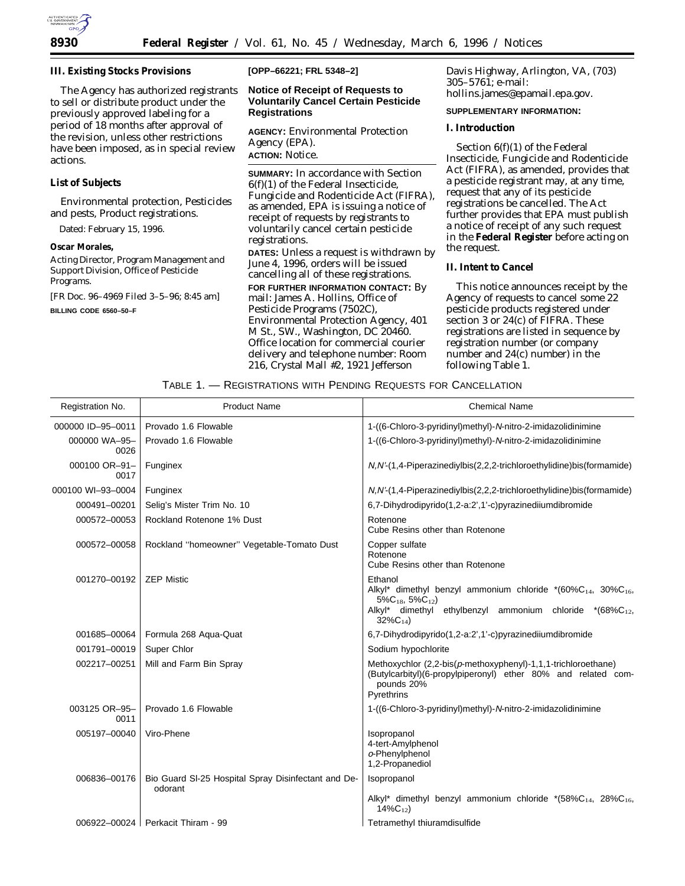### III. Existing Stocks Provisions

The Agency has authorized registrants to sell or distribute product under the previously approved labeling for a period of 18 months after approval of the revision, unless other restrictions have been imposed, as in special review actions.

### List of Subjects

Environmental protection, Pesticides and pests, Product registrations.

Dated: February 15, 1996.

**Oscar Morales,**

*Acting Director, Program Management and Support Division, Office of Pesticide Programs.*

[FR Doc. 96–4969 Filed 3–5–96; 8:45 am]

**BILLING CODE 6560–50–F**

**[OPP–66221; FRL 5348–2]**

## Notice of Receipt of Requests to Voluntarily Cancel Certain Pesticide Registrations

**AGENCY:** Environmental Protection Agency (EPA).

**ACTION:** Notice.

**SUMMARY:** In accordance with Section 6(f)(1) of the Federal Insecticide, Fungicide and Rodenticide Act (FIFRA), as amended, EPA is issuing a notice of receipt of requests by registrants to voluntarily cancel certain pesticide registrations.

**DATES:** Unless a request is withdrawn by June 4, 1996, orders will be issued cancelling all of these registrations.

**FOR FURTHER INFORMATION CONTACT:** By mail: James A. Hollins, Office of Pesticide Programs (7502C), Environmental Protection Agency, 401 M St., SW., Washington, DC 20460. Office location for commercial courier delivery and telephone number: Room 216, Crystal Mall #2, 1921 Jefferson Davis Highway, Arlington, VA, (703) 305–5761; e-mail: hollins.james@epamail.epa.gov.

**SUPPLEMENTARY INFORMATION:**

### I. Introduction

Section 6(f)(1) of the Federal Insecticide, Fungicide and Rodenticide Act (FIFRA), as amended, provides that a pesticide registrant may, at any time, request that any of its pesticide registrations be cancelled. The Act further provides that EPA must publish a notice of receipt of any such request in the **Federal Register** before acting on the request.

### II. Intent to Cancel

This notice announces receipt by the Agency of requests to cancel some 22 pesticide products registered under section 3 or 24(c) of FIFRA. These registrations are listed in sequence by registration number (or company number and 24(c) number) in the following Table 1.

TABLE 1. — REGISTRATIONS WITH PENDING REQUESTS FOR CANCELLATION

| Registration No. | Product Name | Chemical Name |
|---|---|---|
| 000000 ID–95–0011 | Provado 1.6 Flowable | 1-((6-Chloro-3-pyridinyl)methyl)-*N*-nitro-2-imidazolidinimine |
| 000000 WA–95–0026 | Provado 1.6 Flowable | 1-((6-Chloro-3-pyridinyl)methyl)-*N*-nitro-2-imidazolidinimine |
| 000100 OR–91–0017 | Funginex | *N,N'*-(1,4-Piperazinediylbis(2,2,2-trichloroethylidine)bis(formamide) |
| 000100 WI–93–0004 | Funginex | *N,N'*-(1,4-Piperazinediylbis(2,2,2-trichloroethylidine)bis(formamide) |
| 000491–00201 | Selig's Mister Trim No. 10 | 6,7-Dihydrodipyrido(1,2-a:2',1'-c)pyrazinediiumdibromide |
| 000572–00053 | Rockland Rotenone 1% Dust | Rotenone<br>Cube Resins other than Rotenone |
| 000572–00058 | Rockland "homeowner" Vegetable-Tomato Dust | Copper sulfate<br>Rotenone<br>Cube Resins other than Rotenone |
| 001270–00192 | ZEP Mistic | Ethanol<br>Alkyl* dimethyl benzyl ammonium chloride *(60%$C_{14}$, 30%$C_{16}$, 5%$C_{18}$, 5%$C_{12}$)<br>Alkyl* dimethyl ethylbenzyl ammonium chloride *(68%$C_{12}$, 32%$C_{14}$) |
| 001685–00064 | Formula 268 Aqua-Quat | 6,7-Dihydrodipyrido(1,2-a:2',1'-c)pyrazinediiumdibromide |
| 001791–00019 | Super Chlor | Sodium hypochlorite |
| 002217–00251 | Mill and Farm Bin Spray | Methoxychlor (2,2-bis(*p*-methoxyphenyl)-1,1,1-trichloroethane)<br>(Butylcarbityl)(6-propylpiperonyl) ether 80% and related compounds 20%<br>Pyrethrins |
| 003125 OR–95–0011 | Provado 1.6 Flowable | 1-((6-Chloro-3-pyridinyl)methyl)-*N*-nitro-2-imidazolidinimine |
| 005197–00040 | Viro-Phene | Isopropanol<br>4-tert-Amylphenol<br>*o*-Phenylphenol<br>1,2-Propanediol |
| 006836–00176 | Bio Guard Sl-25 Hospital Spray Disinfectant and Deodorant | Isopropanol<br>Alkyl* dimethyl benzyl ammonium chloride *(58%$C_{14}$, 28%$C_{16}$, 14%$C_{12}$) |
| 006922–00024 | Perkacit Thiram - 99 | Tetramethyl thiuramdisulfide |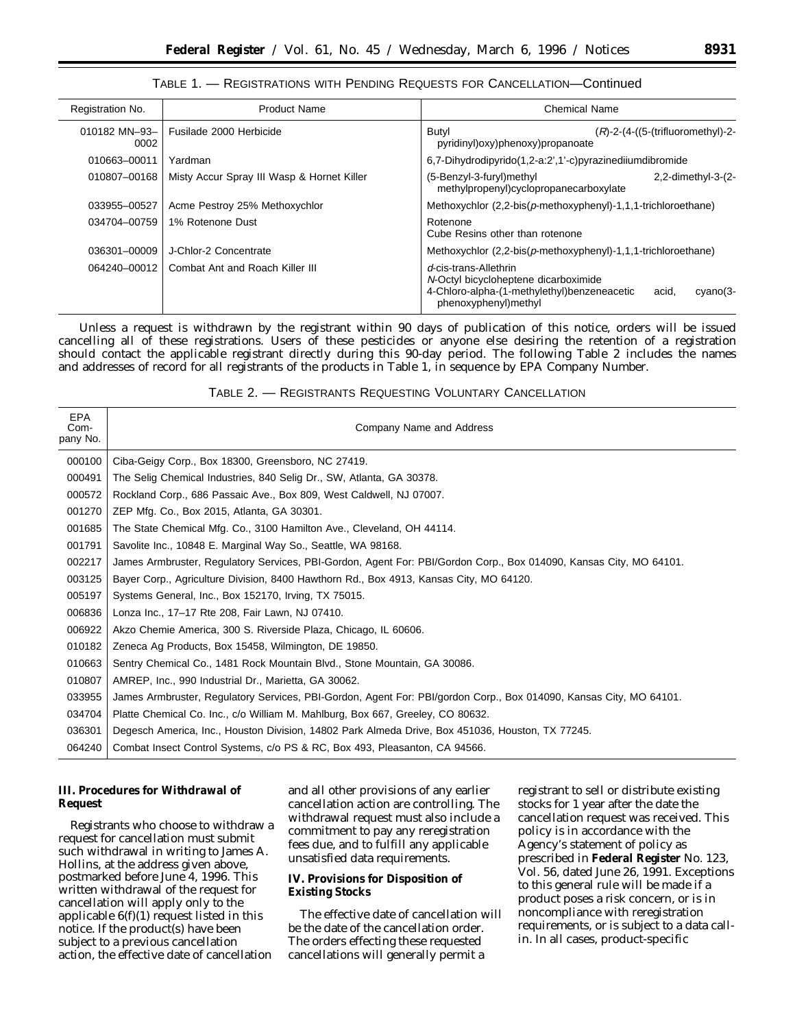TABLE 1. — REGISTRATIONS WITH PENDING REQUESTS FOR CANCELLATION—Continued

| Registration No. | Product Name | Chemical Name |
| --- | --- | --- |
| 010182 MN–93–0002 | Fusilade 2000 Herbicide | Butyl (*R*)-2-(4-((5-(trifluoromethyl)-2-pyridinyl)oxy)phenoxy)propanoate |
| 010663–00011 | Yardman | 6,7-Dihydrodipyrido(1,2-a:2',1'-c)pyrazinediiumdibromide |
| 010807–00168 | Misty Accur Spray III Wasp & Hornet Killer | (5-Benzyl-3-furyl)methyl 2,2-dimethyl-3-(2-methylpropenyl)cyclopropanecarboxylate |
| 033955–00527 | Acme Pestroy 25% Methoxychlor | Methoxychlor (2,2-bis(*p*-methoxyphenyl)-1,1,1-trichloroethane) |
| 034704–00759 | 1% Rotenone Dust | Rotenone<br>Cube Resins other than rotenone |
| 036301–00009 | J-Chlor-2 Concentrate | Methoxychlor (2,2-bis(*p*-methoxyphenyl)-1,1,1-trichloroethane) |
| 064240–00012 | Combat Ant and Roach Killer III | *d*-cis-trans-Allethrin<br>*N*-Octyl bicycloheptene dicarboximide<br>4-Chloro-alpha-(1-methylethyl)benzeneacetic acid, cyano(3-phenoxyphenyl)methyl |

Unless a request is withdrawn by the registrant within 90 days of publication of this notice, orders will be issued cancelling all of these registrations. Users of these pesticides or anyone else desiring the retention of a registration should contact the applicable registrant directly during this 90-day period. The following Table 2 includes the names and addresses of record for all registrants of the products in Table 1, in sequence by EPA Company Number.

TABLE 2. — REGISTRANTS REQUESTING VOLUNTARY CANCELLATION

| EPA Company No. | Company Name and Address |
| --- | --- |
| 000100 | Ciba-Geigy Corp., Box 18300, Greensboro, NC 27419. |
| 000491 | The Selig Chemical Industries, 840 Selig Dr., SW, Atlanta, GA 30378. |
| 000572 | Rockland Corp., 686 Passaic Ave., Box 809, West Caldwell, NJ 07007. |
| 001270 | ZEP Mfg. Co., Box 2015, Atlanta, GA 30301. |
| 001685 | The State Chemical Mfg. Co., 3100 Hamilton Ave., Cleveland, OH 44114. |
| 001791 | Savolite Inc., 10848 E. Marginal Way So., Seattle, WA 98168. |
| 002217 | James Armbruster, Regulatory Services, PBI-Gordon, Agent For: PBI/Gordon Corp., Box 014090, Kansas City, MO 64101. |
| 003125 | Bayer Corp., Agriculture Division, 8400 Hawthorn Rd., Box 4913, Kansas City, MO 64120. |
| 005197 | Systems General, Inc., Box 152170, Irving, TX 75015. |
| 006836 | Lonza Inc., 17–17 Rte 208, Fair Lawn, NJ 07410. |
| 006922 | Akzo Chemie America, 300 S. Riverside Plaza, Chicago, IL 60606. |
| 010182 | Zeneca Ag Products, Box 15458, Wilmington, DE 19850. |
| 010663 | Sentry Chemical Co., 1481 Rock Mountain Blvd., Stone Mountain, GA 30086. |
| 010807 | AMREP, Inc., 990 Industrial Dr., Marietta, GA 30062. |
| 033955 | James Armbruster, Regulatory Services, PBI-Gordon, Agent For: PBI/gordon Corp., Box 014090, Kansas City, MO 64101. |
| 034704 | Platte Chemical Co. Inc., c/o William M. Mahlburg, Box 667, Greeley, CO 80632. |
| 036301 | Degesch America, Inc., Houston Division, 14802 Park Almeda Drive, Box 451036, Houston, TX 77245. |
| 064240 | Combat Insect Control Systems, c/o PS & RC, Box 493, Pleasanton, CA 94566. |

**III. Procedures for Withdrawal of Request**

Registrants who choose to withdraw a request for cancellation must submit such withdrawal in writing to James A. Hollins, at the address given above, postmarked before June 4, 1996. This written withdrawal of the request for cancellation will apply only to the applicable 6(f)(1) request listed in this notice. If the product(s) have been subject to a previous cancellation action, the effective date of cancellation and all other provisions of any earlier cancellation action are controlling. The withdrawal request must also include a commitment to pay any reregistration fees due, and to fulfill any applicable unsatisfied data requirements.

**IV. Provisions for Disposition of Existing Stocks**

The effective date of cancellation will be the date of the cancellation order. The orders effecting these requested cancellations will generally permit a registrant to sell or distribute existing stocks for 1 year after the date the cancellation request was received. This policy is in accordance with the Agency's statement of policy as prescribed in **Federal Register** No. 123, Vol. 56, dated June 26, 1991. Exceptions to this general rule will be made if a product poses a risk concern, or is in noncompliance with reregistration requirements, or is subject to a data call-in. In all cases, product-specific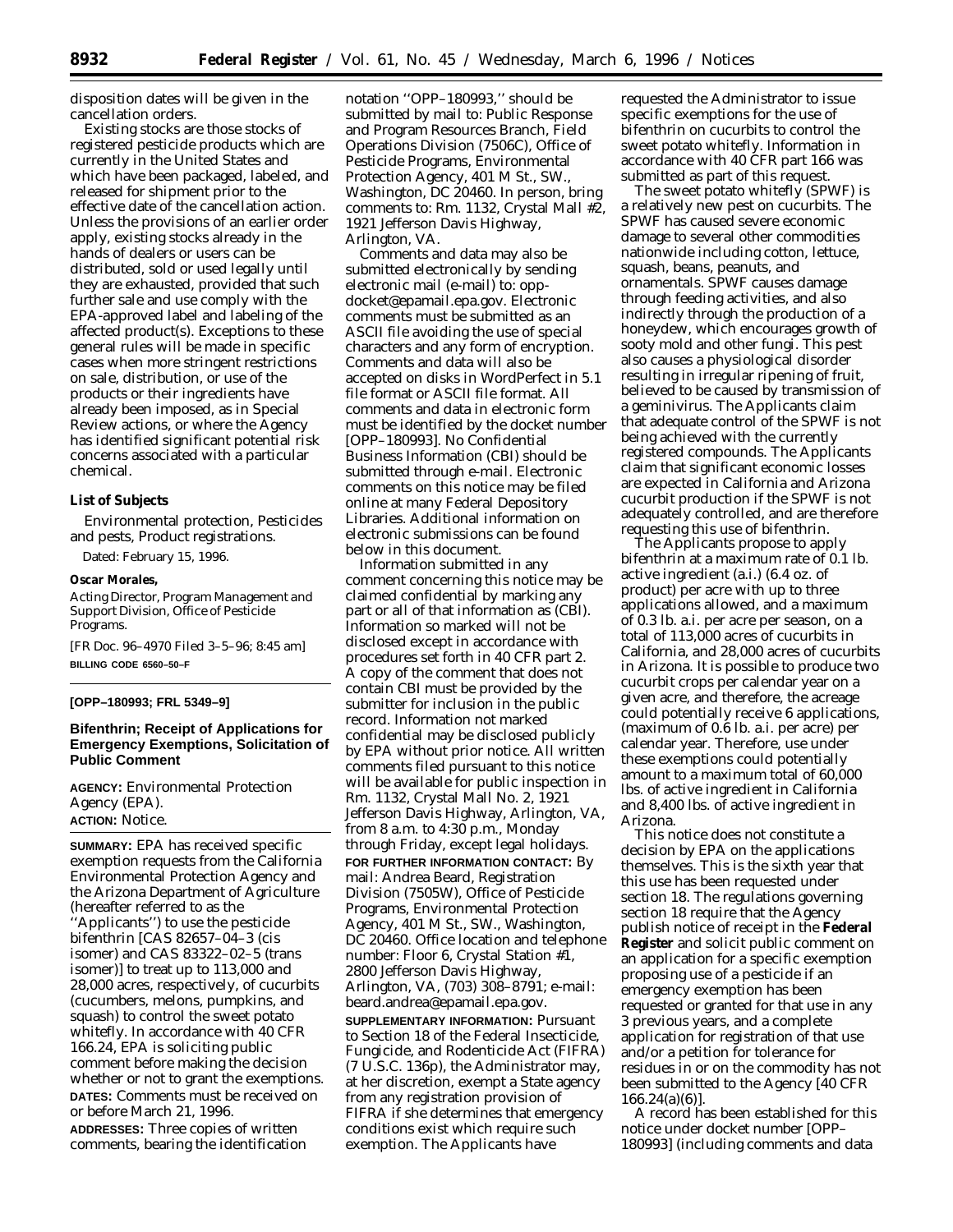disposition dates will be given in the cancellation orders.

Existing stocks are those stocks of registered pesticide products which are currently in the United States and which have been packaged, labeled, and released for shipment prior to the effective date of the cancellation action. Unless the provisions of an earlier order apply, existing stocks already in the hands of dealers or users can be distributed, sold or used legally until they are exhausted, provided that such further sale and use comply with the EPA-approved label and labeling of the affected product(s). Exceptions to these general rules will be made in specific cases when more stringent restrictions on sale, distribution, or use of the products or their ingredients have already been imposed, as in Special Review actions, or where the Agency has identified significant potential risk concerns associated with a particular chemical.

**List of Subjects**

Environmental protection, Pesticides and pests, Product registrations.

Dated: February 15, 1996.

**Oscar Morales,**

*Acting Director, Program Management and Support Division, Office of Pesticide Programs.*

[FR Doc. 96–4970 Filed 3–5–96; 8:45 am]

**BILLING CODE 6560–50–F**

---

**[OPP–180993; FRL 5349–9]**

## Bifenthrin; Receipt of Applications for Emergency Exemptions, Solicitation of Public Comment

**AGENCY:** Environmental Protection Agency (EPA).

**ACTION:** Notice.

**SUMMARY:** EPA has received specific exemption requests from the California Environmental Protection Agency and the Arizona Department of Agriculture (hereafter referred to as the ''Applicants'') to use the pesticide bifenthrin [CAS 82657–04–3 (cis isomer) and CAS 83322–02–5 (trans isomer)] to treat up to 113,000 and 28,000 acres, respectively, of cucurbits (cucumbers, melons, pumpkins, and squash) to control the sweet potato whitefly. In accordance with 40 CFR 166.24, EPA is soliciting public comment before making the decision whether or not to grant the exemptions.

**DATES:** Comments must be received on or before March 21, 1996.

**ADDRESSES:** Three copies of written comments, bearing the identification notation ''OPP–180993,'' should be submitted by mail to: Public Response and Program Resources Branch, Field Operations Division (7506C), Office of Pesticide Programs, Environmental Protection Agency, 401 M St., SW., Washington, DC 20460. In person, bring comments to: Rm. 1132, Crystal Mall #2, 1921 Jefferson Davis Highway, Arlington, VA.

Comments and data may also be submitted electronically by sending electronic mail (e-mail) to: opp-docket@epamail.epa.gov. Electronic comments must be submitted as an ASCII file avoiding the use of special characters and any form of encryption. Comments and data will also be accepted on disks in WordPerfect in 5.1 file format or ASCII file format. All comments and data in electronic form must be identified by the docket number [OPP–180993]. No Confidential Business Information (CBI) should be submitted through e-mail. Electronic comments on this notice may be filed online at many Federal Depository Libraries. Additional information on electronic submissions can be found below in this document.

Information submitted in any comment concerning this notice may be claimed confidential by marking any part or all of that information as (CBI). Information so marked will not be disclosed except in accordance with procedures set forth in 40 CFR part 2. A copy of the comment that does not contain CBI must be provided by the submitter for inclusion in the public record. Information not marked confidential may be disclosed publicly by EPA without prior notice. All written comments filed pursuant to this notice will be available for public inspection in Rm. 1132, Crystal Mall No. 2, 1921 Jefferson Davis Highway, Arlington, VA, from 8 a.m. to 4:30 p.m., Monday through Friday, except legal holidays.

**FOR FURTHER INFORMATION CONTACT:** By mail: Andrea Beard, Registration Division (7505W), Office of Pesticide Programs, Environmental Protection Agency, 401 M St., SW., Washington, DC 20460. Office location and telephone number: Floor 6, Crystal Station #1, 2800 Jefferson Davis Highway, Arlington, VA, (703) 308–8791; e-mail: beard.andrea@epamail.epa.gov.

**SUPPLEMENTARY INFORMATION:** Pursuant to Section 18 of the Federal Insecticide, Fungicide, and Rodenticide Act (FIFRA) (7 U.S.C. 136p), the Administrator may, at her discretion, exempt a State agency from any registration provision of FIFRA if she determines that emergency conditions exist which require such exemption. The Applicants have requested the Administrator to issue specific exemptions for the use of bifenthrin on cucurbits to control the sweet potato whitefly. Information in accordance with 40 CFR part 166 was submitted as part of this request.

The sweet potato whitefly (SPWF) is a relatively new pest on cucurbits. The SPWF has caused severe economic damage to several other commodities nationwide including cotton, lettuce, squash, beans, peanuts, and ornamentals. SPWF causes damage through feeding activities, and also indirectly through the production of a honeydew, which encourages growth of sooty mold and other fungi. This pest also causes a physiological disorder resulting in irregular ripening of fruit, believed to be caused by transmission of a geminivirus. The Applicants claim that adequate control of the SPWF is not being achieved with the currently registered compounds. The Applicants claim that significant economic losses are expected in California and Arizona cucurbit production if the SPWF is not adequately controlled, and are therefore requesting this use of bifenthrin.

The Applicants propose to apply bifenthrin at a maximum rate of 0.1 lb. active ingredient (a.i.) (6.4 oz. of product) per acre with up to three applications allowed, and a maximum of 0.3 lb. a.i. per acre per season, on a total of 113,000 acres of cucurbits in California, and 28,000 acres of cucurbits in Arizona. It is possible to produce two cucurbit crops per calendar year on a given acre, and therefore, the acreage could potentially receive 6 applications, (maximum of 0.6 lb. a.i. per acre) per calendar year. Therefore, use under these exemptions could potentially amount to a maximum total of 60,000 lbs. of active ingredient in California and 8,400 lbs. of active ingredient in Arizona.

This notice does not constitute a decision by EPA on the applications themselves. This is the sixth year that this use has been requested under section 18. The regulations governing section 18 require that the Agency publish notice of receipt in the **Federal Register** and solicit public comment on an application for a specific exemption proposing use of a pesticide if an emergency exemption has been requested or granted for that use in any 3 previous years, and a complete application for registration of that use and/or a petition for tolerance for residues in or on the commodity has not been submitted to the Agency [40 CFR 166.24(a)(6)].

A record has been established for this notice under docket number [OPP–180993] (including comments and data